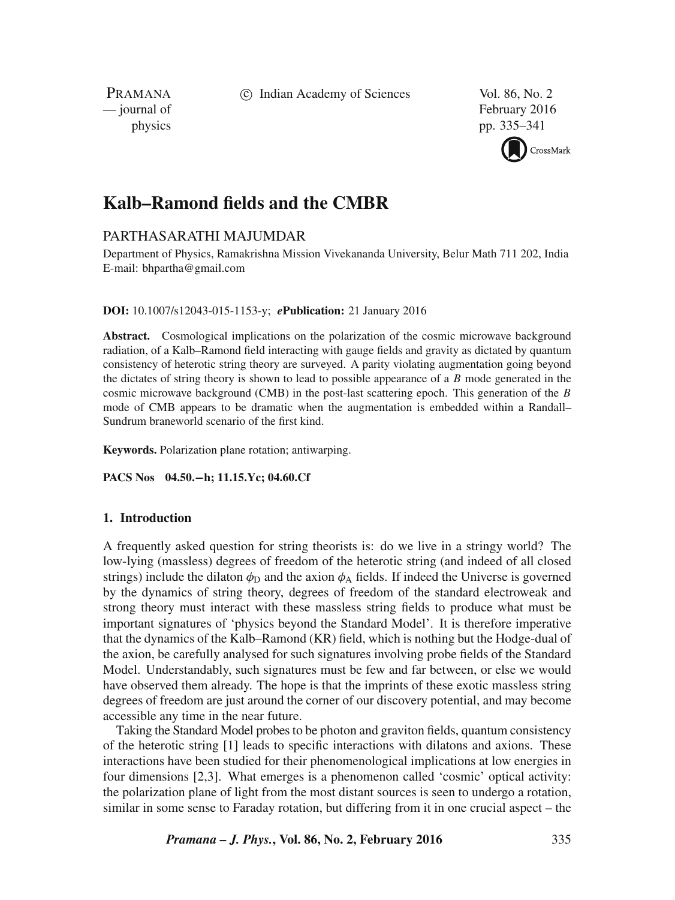# Kalb–Ramond fields and the CMBR

PARTHASARATHI MAJUMDAR

Department of Physics, Ramakrishna Mission Vivekananda University, Belur Math 711 202, India
E-mail: bhpartha@gmail.com

**DOI:** 10.1007/s12043-015-1153-y; ***e*****Publication:** 21 January 2016

**Abstract.** Cosmological implications on the polarization of the cosmic microwave background radiation, of a Kalb–Ramond field interacting with gauge fields and gravity as dictated by quantum consistency of heterotic string theory are surveyed. A parity violating augmentation going beyond the dictates of string theory is shown to lead to possible appearance of a *B* mode generated in the cosmic microwave background (CMB) in the post-last scattering epoch. This generation of the *B* mode of CMB appears to be dramatic when the augmentation is embedded within a Randall–Sundrum braneworld scenario of the first kind.

**Keywords.** Polarization plane rotation; antiwarping.

**PACS Nos** 04.50.−h; 11.15.Yc; 04.60.Cf

## 1. Introduction

A frequently asked question for string theorists is: do we live in a stringy world? The low-lying (massless) degrees of freedom of the heterotic string (and indeed of all closed strings) include the dilaton $\phi_D$ and the axion $\phi_A$ fields. If indeed the Universe is governed by the dynamics of string theory, degrees of freedom of the standard electroweak and strong theory must interact with these massless string fields to produce what must be important signatures of 'physics beyond the Standard Model'. It is therefore imperative that the dynamics of the Kalb–Ramond (KR) field, which is nothing but the Hodge-dual of the axion, be carefully analysed for such signatures involving probe fields of the Standard Model. Understandably, such signatures must be few and far between, or else we would have observed them already. The hope is that the imprints of these exotic massless string degrees of freedom are just around the corner of our discovery potential, and may become accessible any time in the near future.

Taking the Standard Model probes to be photon and graviton fields, quantum consistency of the heterotic string [1] leads to specific interactions with dilatons and axions. These interactions have been studied for their phenomenological implications at low energies in four dimensions [2,3]. What emerges is a phenomenon called 'cosmic' optical activity: the polarization plane of light from the most distant sources is seen to undergo a rotation, similar in some sense to Faraday rotation, but differing from it in one crucial aspect – the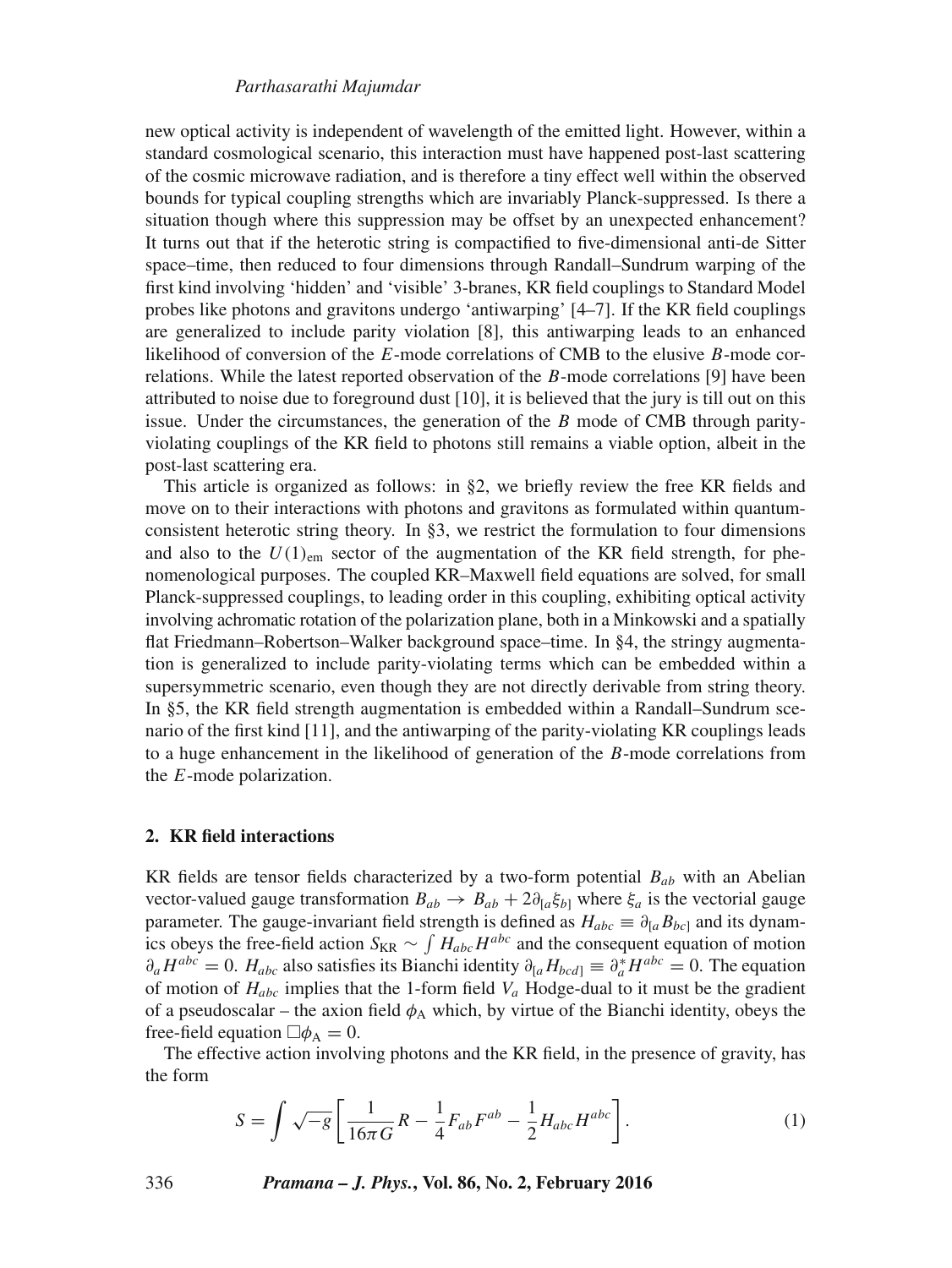new optical activity is independent of wavelength of the emitted light. However, within a standard cosmological scenario, this interaction must have happened post-last scattering of the cosmic microwave radiation, and is therefore a tiny effect well within the observed bounds for typical coupling strengths which are invariably Planck-suppressed. Is there a situation though where this suppression may be offset by an unexpected enhancement? It turns out that if the heterotic string is compactified to five-dimensional anti-de Sitter space–time, then reduced to four dimensions through Randall–Sundrum warping of the first kind involving 'hidden' and 'visible' 3-branes, KR field couplings to Standard Model probes like photons and gravitons undergo 'antiwarping' [4–7]. If the KR field couplings are generalized to include parity violation [8], this antiwarping leads to an enhanced likelihood of conversion of the $E$-mode correlations of CMB to the elusive $B$-mode correlations. While the latest reported observation of the $B$-mode correlations [9] have been attributed to noise due to foreground dust [10], it is believed that the jury is till out on this issue. Under the circumstances, the generation of the $B$ mode of CMB through parity-violating couplings of the KR field to photons still remains a viable option, albeit in the post-last scattering era.

This article is organized as follows: in §2, we briefly review the free KR fields and move on to their interactions with photons and gravitons as formulated within quantum-consistent heterotic string theory. In §3, we restrict the formulation to four dimensions and also to the $U(1)_{\text{em}}$ sector of the augmentation of the KR field strength, for phenomenological purposes. The coupled KR–Maxwell field equations are solved, for small Planck-suppressed couplings, to leading order in this coupling, exhibiting optical activity involving achromatic rotation of the polarization plane, both in a Minkowski and a spatially flat Friedmann–Robertson–Walker background space–time. In §4, the stringy augmentation is generalized to include parity-violating terms which can be embedded within a supersymmetric scenario, even though they are not directly derivable from string theory. In §5, the KR field strength augmentation is embedded within a Randall–Sundrum scenario of the first kind [11], and the antiwarping of the parity-violating KR couplings leads to a huge enhancement in the likelihood of generation of the $B$-mode correlations from the $E$-mode polarization.

## 2. KR field interactions

KR fields are tensor fields characterized by a two-form potential $B_{ab}$ with an Abelian vector-valued gauge transformation $B_{ab} \to B_{ab} + 2\partial_{[a}\xi_{b]}$ where $\xi_a$ is the vectorial gauge parameter. The gauge-invariant field strength is defined as $H_{abc} \equiv \partial_{[a}B_{bc]}$ and its dynamics obeys the free-field action $S_{\text{KR}} \sim \int H_{abc}H^{abc}$ and the consequent equation of motion $\partial_a H^{abc} = 0$. $H_{abc}$ also satisfies its Bianchi identity $\partial_{[a}H_{bcd]} \equiv \partial^*_a H^{abc} = 0$. The equation of motion of $H_{abc}$ implies that the 1-form field $V_a$ Hodge-dual to it must be the gradient of a pseudoscalar – the axion field $\phi_{\text{A}}$ which, by virtue of the Bianchi identity, obeys the free-field equation $\Box\phi_{\text{A}} = 0$.

The effective action involving photons and the KR field, in the presence of gravity, has the form

$$S = \int \sqrt{-g}\left[\frac{1}{16\pi G}R - \frac{1}{4}F_{ab}F^{ab} - \frac{1}{2}H_{abc}H^{abc}\right]. \tag{1}$$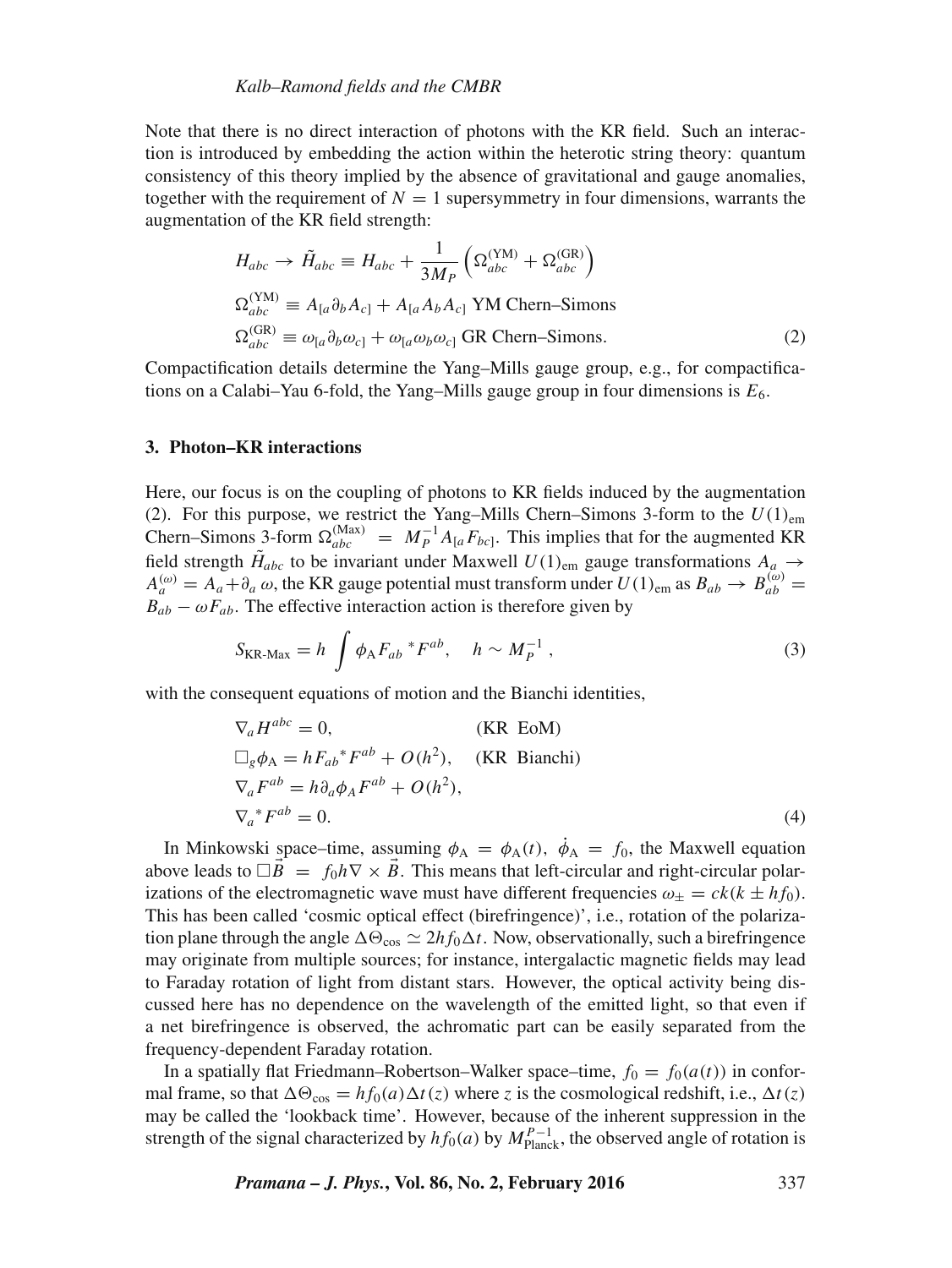Note that there is no direct interaction of photons with the KR field. Such an interaction is introduced by embedding the action within the heterotic string theory: quantum consistency of this theory implied by the absence of gravitational and gauge anomalies, together with the requirement of $N = 1$ supersymmetry in four dimensions, warrants the augmentation of the KR field strength:

$$
\begin{aligned}
&H_{abc} \to \tilde{H}_{abc} \equiv H_{abc} + \frac{1}{3M_P}\left(\Omega^{(\mathrm{YM})}_{abc} + \Omega^{(\mathrm{GR})}_{abc}\right) \\
&\Omega^{(\mathrm{YM})}_{abc} \equiv A_{[a}\partial_b A_{c]} + A_{[a}A_b A_{c]} \text{ YM Chern–Simons} \\
&\Omega^{(\mathrm{GR})}_{abc} \equiv \omega_{[a}\partial_b \omega_{c]} + \omega_{[a}\omega_b \omega_{c]} \text{ GR Chern–Simons.}
\end{aligned} \tag{2}
$$

Compactification details determine the Yang–Mills gauge group, e.g., for compactifications on a Calabi–Yau 6-fold, the Yang–Mills gauge group in four dimensions is $E_6$.

## 3. Photon–KR interactions

Here, our focus is on the coupling of photons to KR fields induced by the augmentation (2). For this purpose, we restrict the Yang–Mills Chern–Simons 3-form to the $U(1)_{\mathrm{em}}$ Chern–Simons 3-form $\Omega^{(\mathrm{Max})}_{abc} = M_P^{-1} A_{[a}F_{bc]}$. This implies that for the augmented KR field strength $\tilde{H}_{abc}$ to be invariant under Maxwell $U(1)_{\mathrm{em}}$ gauge transformations $A_a \to A_a^{(\omega)} = A_a + \partial_a \omega$, the KR gauge potential must transform under $U(1)_{\mathrm{em}}$ as $B_{ab} \to B_{ab}^{(\omega)} = B_{ab} - \omega F_{ab}$. The effective interaction action is therefore given by

$$
S_{\text{KR-Max}} = h \int \phi_{\mathrm{A}} F_{ab}\, {}^*F^{ab}, \quad h \sim M_P^{-1}\,, \tag{3}
$$

with the consequent equations of motion and the Bianchi identities,

$$
\begin{aligned}
&\nabla_a H^{abc} = 0, && \text{(KR EoM)} \\
&\Box_g \phi_{\mathrm{A}} = h F_{ab}{}^* F^{ab} + O(h^2), && \text{(KR Bianchi)} \\
&\nabla_a F^{ab} = h \partial_a \phi_A F^{ab} + O(h^2), && \\
&\nabla_a {}^*F^{ab} = 0. &&
\end{aligned} \tag{4}
$$

In Minkowski space–time, assuming $\phi_{\mathrm{A}} = \phi_{\mathrm{A}}(t)$, $\dot{\phi}_{\mathrm{A}} = f_0$, the Maxwell equation above leads to $\Box \vec{B} = f_0 h \nabla \times \vec{B}$. This means that left-circular and right-circular polarizations of the electromagnetic wave must have different frequencies $\omega_{\pm} = ck(k \pm h f_0)$. This has been called 'cosmic optical effect (birefringence)', i.e., rotation of the polarization plane through the angle $\Delta\Theta_{\cos} \simeq 2hf_0\Delta t$. Now, observationally, such a birefringence may originate from multiple sources; for instance, intergalactic magnetic fields may lead to Faraday rotation of light from distant stars. However, the optical activity being discussed here has no dependence on the wavelength of the emitted light, so that even if a net birefringence is observed, the achromatic part can be easily separated from the frequency-dependent Faraday rotation.

In a spatially flat Friedmann–Robertson–Walker space–time, $f_0 = f_0(a(t))$ in conformal frame, so that $\Delta\Theta_{\cos} = hf_0(a)\Delta t(z)$ where $z$ is the cosmological redshift, i.e., $\Delta t(z)$ may be called the 'lookback time'. However, because of the inherent suppression in the strength of the signal characterized by $hf_0(a)$ by $M^{P-1}_{\mathrm{Planck}}$, the observed angle of rotation is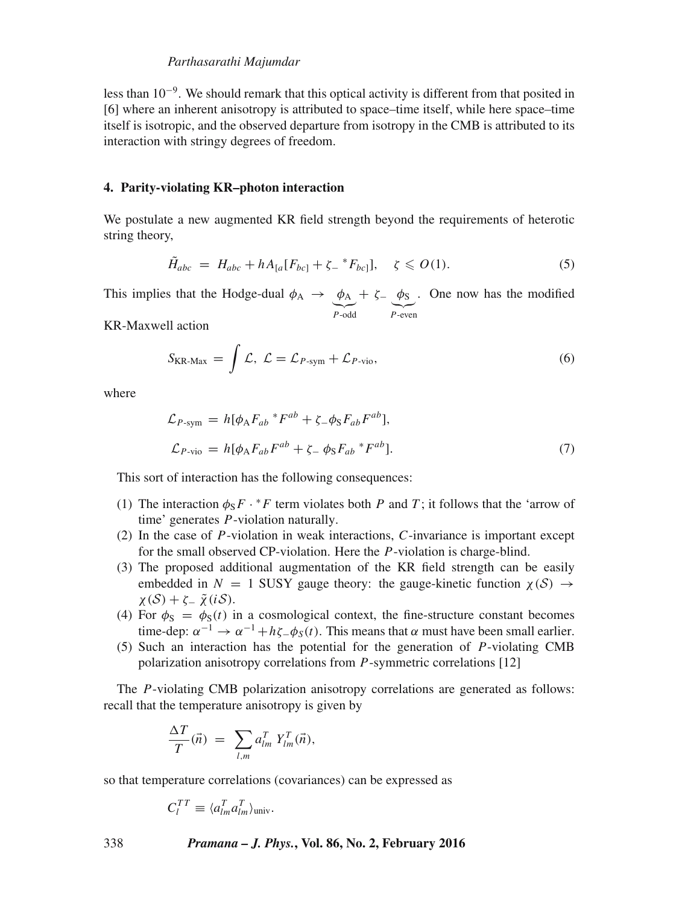less than $10^{-9}$. We should remark that this optical activity is different from that posited in [6] where an inherent anisotropy is attributed to space–time itself, while here space–time itself is isotropic, and the observed departure from isotropy in the CMB is attributed to its interaction with stringy degrees of freedom.

### 4. Parity-violating KR–photon interaction

We postulate a new augmented KR field strength beyond the requirements of heterotic string theory,

$$\tilde{H}_{abc} = H_{abc} + hA_{[a}[F_{bc]} + \zeta_- {}^*F_{bc]}], \quad \zeta \leqslant O(1). \tag{5}$$

This implies that the Hodge-dual $\phi_A \rightarrow \underbrace{\phi_A}_{P\text{-odd}} + \zeta_- \underbrace{\phi_S}_{P\text{-even}}$. One now has the modified KR-Maxwell action

$$S_{\text{KR-Max}} = \int \mathcal{L}, \; \mathcal{L} = \mathcal{L}_{P\text{-sym}} + \mathcal{L}_{P\text{-vio}}, \tag{6}$$

where

$$\mathcal{L}_{P\text{-sym}} = h[\phi_A F_{ab} {}^*F^{ab} + \zeta_- \phi_S F_{ab} F^{ab}],$$
$$\mathcal{L}_{P\text{-vio}} = h[\phi_A F_{ab} F^{ab} + \zeta_- \phi_S F_{ab} {}^*F^{ab}]. \tag{7}$$

This sort of interaction has the following consequences:

1. The interaction $\phi_S F \cdot {}^*F$ term violates both $P$ and $T$; it follows that the 'arrow of time' generates $P$-violation naturally.
2. In the case of $P$-violation in weak interactions, $C$-invariance is important except for the small observed CP-violation. Here the $P$-violation is charge-blind.
3. The proposed additional augmentation of the KR field strength can be easily embedded in $N = 1$ SUSY gauge theory: the gauge-kinetic function $\chi(\mathcal{S}) \rightarrow \chi(\mathcal{S}) + \zeta_- \tilde{\chi}(i\mathcal{S})$.
4. For $\phi_S = \phi_S(t)$ in a cosmological context, the fine-structure constant becomes time-dep: $\alpha^{-1} \rightarrow \alpha^{-1} + h\zeta_- \phi_S(t)$. This means that $\alpha$ must have been small earlier.
5. Such an interaction has the potential for the generation of $P$-violating CMB polarization anisotropy correlations from $P$-symmetric correlations [12]

The $P$-violating CMB polarization anisotropy correlations are generated as follows: recall that the temperature anisotropy is given by

$$\frac{\Delta T}{T}(\vec{n}) = \sum_{l,m} a_{lm}^T \, Y_{lm}^T(\vec{n}),$$

so that temperature correlations (covariances) can be expressed as

$$C_l^{TT} \equiv \langle a_{lm}^T a_{lm}^T \rangle_{\text{univ}}.$$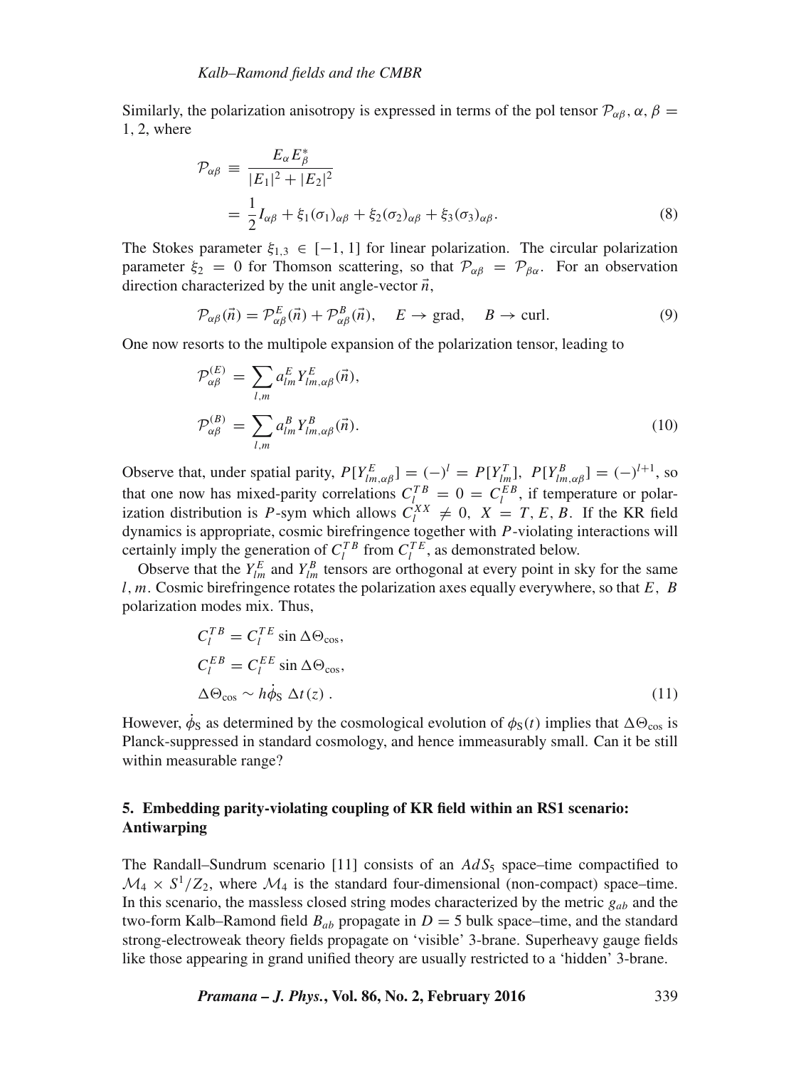Similarly, the polarization anisotropy is expressed in terms of the pol tensor $\mathcal{P}_{\alpha\beta}, \alpha, \beta = 1, 2$, where

$$
\begin{aligned}
\mathcal{P}_{\alpha\beta} &\equiv \frac{E_\alpha E_\beta^*}{|E_1|^2 + |E_2|^2} \\
&= \frac{1}{2} I_{\alpha\beta} + \xi_1 (\sigma_1)_{\alpha\beta} + \xi_2 (\sigma_2)_{\alpha\beta} + \xi_3 (\sigma_3)_{\alpha\beta}.
\end{aligned} \tag{8}
$$

The Stokes parameter $\xi_{1,3} \in [-1, 1]$ for linear polarization. The circular polarization parameter $\xi_2 = 0$ for Thomson scattering, so that $\mathcal{P}_{\alpha\beta} = \mathcal{P}_{\beta\alpha}$. For an observation direction characterized by the unit angle-vector $\vec{n}$,

$$
\mathcal{P}_{\alpha\beta}(\vec{n}) = \mathcal{P}^E_{\alpha\beta}(\vec{n}) + \mathcal{P}^B_{\alpha\beta}(\vec{n}), \quad E \to \text{grad}, \quad B \to \text{curl}. \tag{9}
$$

One now resorts to the multipole expansion of the polarization tensor, leading to

$$
\begin{aligned}
\mathcal{P}^{(E)}_{\alpha\beta} &= \sum_{l,m} a^E_{lm} Y^E_{lm,\alpha\beta}(\vec{n}), \\
\mathcal{P}^{(B)}_{\alpha\beta} &= \sum_{l,m} a^B_{lm} Y^B_{lm,\alpha\beta}(\vec{n}).
\end{aligned} \tag{10}
$$

Observe that, under spatial parity, $P[Y^E_{lm,\alpha\beta}] = (-)^l = P[Y^T_{lm}],\ P[Y^B_{lm,\alpha\beta}] = (-)^{l+1}$, so that one now has mixed-parity correlations $C^{TB}_l = 0 = C^{EB}_l$, if temperature or polarization distribution is $P$-sym which allows $C^{XX}_l \neq 0,\ X = T, E, B$. If the KR field dynamics is appropriate, cosmic birefringence together with $P$-violating interactions will certainly imply the generation of $C^{TB}_l$ from $C^{TE}_l$, as demonstrated below.

Observe that the $Y^E_{lm}$ and $Y^B_{lm}$ tensors are orthogonal at every point in sky for the same $l, m$. Cosmic birefringence rotates the polarization axes equally everywhere, so that $E,\ B$ polarization modes mix. Thus,

$$
\begin{aligned}
C^{TB}_l &= C^{TE}_l \sin \Delta\Theta_{\text{cos}}, \\
C^{EB}_l &= C^{EE}_l \sin \Delta\Theta_{\text{cos}}, \\
\Delta\Theta_{\text{cos}} &\sim h\dot{\phi}_{\text{S}}\ \Delta t(z)\ .
\end{aligned} \tag{11}
$$

However, $\dot{\phi}_{\text{S}}$ as determined by the cosmological evolution of $\phi_{\text{S}}(t)$ implies that $\Delta\Theta_{\text{cos}}$ is Planck-suppressed in standard cosmology, and hence immeasurably small. Can it be still within measurable range?

## 5. Embedding parity-violating coupling of KR field within an RS1 scenario: Antiwarping

The Randall–Sundrum scenario [11] consists of an $AdS_5$ space–time compactified to $\mathcal{M}_4 \times S^1/Z_2$, where $\mathcal{M}_4$ is the standard four-dimensional (non-compact) space–time. In this scenario, the massless closed string modes characterized by the metric $g_{ab}$ and the two-form Kalb–Ramond field $B_{ab}$ propagate in $D = 5$ bulk space–time, and the standard strong-electroweak theory fields propagate on 'visible' 3-brane. Superheavy gauge fields like those appearing in grand unified theory are usually restricted to a 'hidden' 3-brane.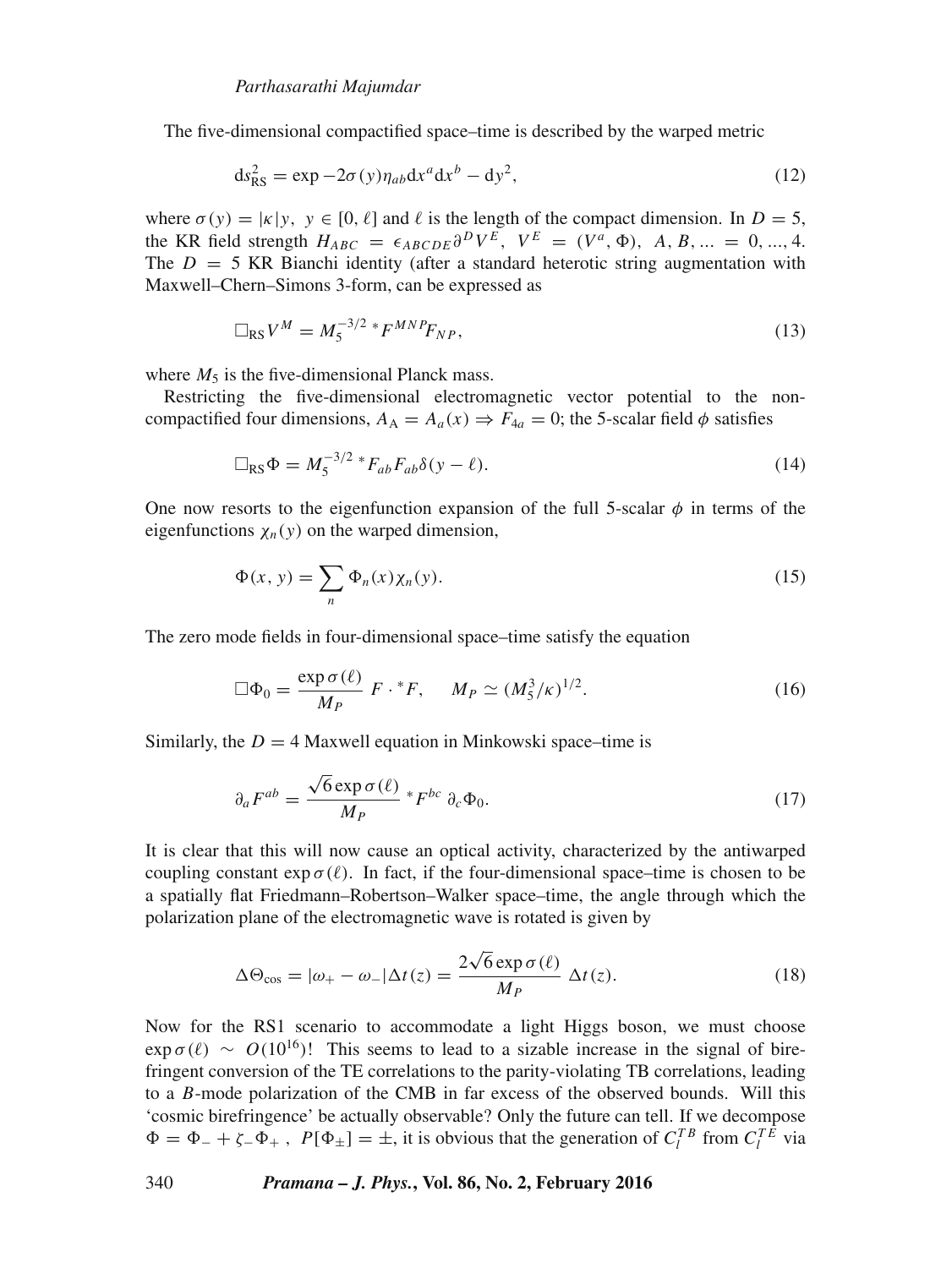The five-dimensional compactified space–time is described by the warped metric

$$\mathrm{d}s^2_{\mathrm{RS}} = \exp -2\sigma(y)\eta_{ab}\mathrm{d}x^a\mathrm{d}x^b - \mathrm{d}y^2, \tag{12}$$

where $\sigma(y) = |\kappa|y,\ y \in [0, \ell]$ and $\ell$ is the length of the compact dimension. In $D = 5$, the KR field strength $H_{ABC} = \epsilon_{ABCDE}\partial^D V^E,\ V^E = (V^a, \Phi),\ A, B, ... = 0, ..., 4$. The $D = 5$ KR Bianchi identity (after a standard heterotic string augmentation with Maxwell–Chern–Simons 3-form, can be expressed as

$$\Box_{\mathrm{RS}} V^M = M_5^{-3/2}\, {}^*F^{MNP} F_{NP}, \tag{13}$$

where $M_5$ is the five-dimensional Planck mass.

Restricting the five-dimensional electromagnetic vector potential to the non-compactified four dimensions, $A_{\mathrm{A}} = A_a(x) \Rightarrow F_{4a} = 0$; the 5-scalar field $\phi$ satisfies

$$\Box_{\mathrm{RS}}\Phi = M_5^{-3/2}\, {}^*F_{ab}F_{ab}\delta(y - \ell). \tag{14}$$

One now resorts to the eigenfunction expansion of the full 5-scalar $\phi$ in terms of the eigenfunctions $\chi_n(y)$ on the warped dimension,

$$\Phi(x, y) = \sum_n \Phi_n(x)\chi_n(y). \tag{15}$$

The zero mode fields in four-dimensional space–time satisfy the equation

$$\Box\Phi_0 = \frac{\exp\sigma(\ell)}{M_P}\ F \cdot {}^*F, \qquad M_P \simeq (M_5^3/\kappa)^{1/2}. \tag{16}$$

Similarly, the $D = 4$ Maxwell equation in Minkowski space–time is

$$\partial_a F^{ab} = \frac{\sqrt{6}\exp\sigma(\ell)}{M_P}\ {}^*F^{bc}\ \partial_c\Phi_0. \tag{17}$$

It is clear that this will now cause an optical activity, characterized by the antiwarped coupling constant $\exp\sigma(\ell)$. In fact, if the four-dimensional space–time is chosen to be a spatially flat Friedmann–Robertson–Walker space–time, the angle through which the polarization plane of the electromagnetic wave is rotated is given by

$$\Delta\Theta_{\mathrm{cos}} = |\omega_+ - \omega_-|\Delta t(z) = \frac{2\sqrt{6}\exp\sigma(\ell)}{M_P}\ \Delta t(z). \tag{18}$$

Now for the RS1 scenario to accommodate a light Higgs boson, we must choose $\exp\sigma(\ell) \sim O(10^{16})$! This seems to lead to a sizable increase in the signal of birefringent conversion of the TE correlations to the parity-violating TB correlations, leading to a $B$-mode polarization of the CMB in far excess of the observed bounds. Will this 'cosmic birefringence' be actually observable? Only the future can tell. If we decompose $\Phi = \Phi_- + \zeta_-\Phi_+\ ,\ P[\Phi_\pm] = \pm$, it is obvious that the generation of $C_l^{TB}$ from $C_l^{TE}$ via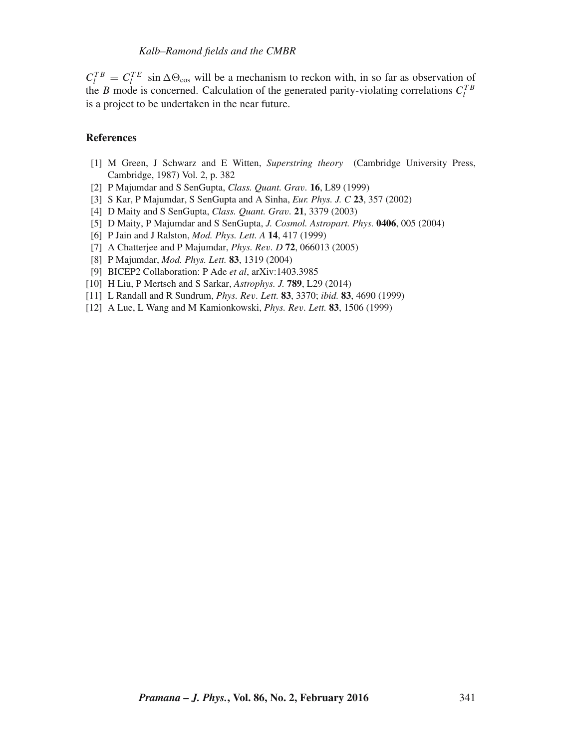$C_l^{TB} = C_l^{TE} \sin \Delta\Theta_{\cos}$ will be a mechanism to reckon with, in so far as observation of the $B$ mode is concerned. Calculation of the generated parity-violating correlations $C_l^{TB}$ is a project to be undertaken in the near future.

## References

[1] M Green, J Schwarz and E Witten, *Superstring theory* (Cambridge University Press, Cambridge, 1987) Vol. 2, p. 382

[2] P Majumdar and S SenGupta, *Class. Quant. Grav.* **16**, L89 (1999)

[3] S Kar, P Majumdar, S SenGupta and A Sinha, *Eur. Phys. J. C* **23**, 357 (2002)

[4] D Maity and S SenGupta, *Class. Quant. Grav.* **21**, 3379 (2003)

[5] D Maity, P Majumdar and S SenGupta, *J. Cosmol. Astropart. Phys.* **0406**, 005 (2004)

[6] P Jain and J Ralston, *Mod. Phys. Lett. A* **14**, 417 (1999)

[7] A Chatterjee and P Majumdar, *Phys. Rev. D* **72**, 066013 (2005)

[8] P Majumdar, *Mod. Phys. Lett.* **83**, 1319 (2004)

[9] BICEP2 Collaboration: P Ade *et al*, arXiv:1403.3985

[10] H Liu, P Mertsch and S Sarkar, *Astrophys. J.* **789**, L29 (2014)

[11] L Randall and R Sundrum, *Phys. Rev. Lett.* **83**, 3370; *ibid.* **83**, 4690 (1999)

[12] A Lue, L Wang and M Kamionkowski, *Phys. Rev. Lett.* **83**, 1506 (1999)